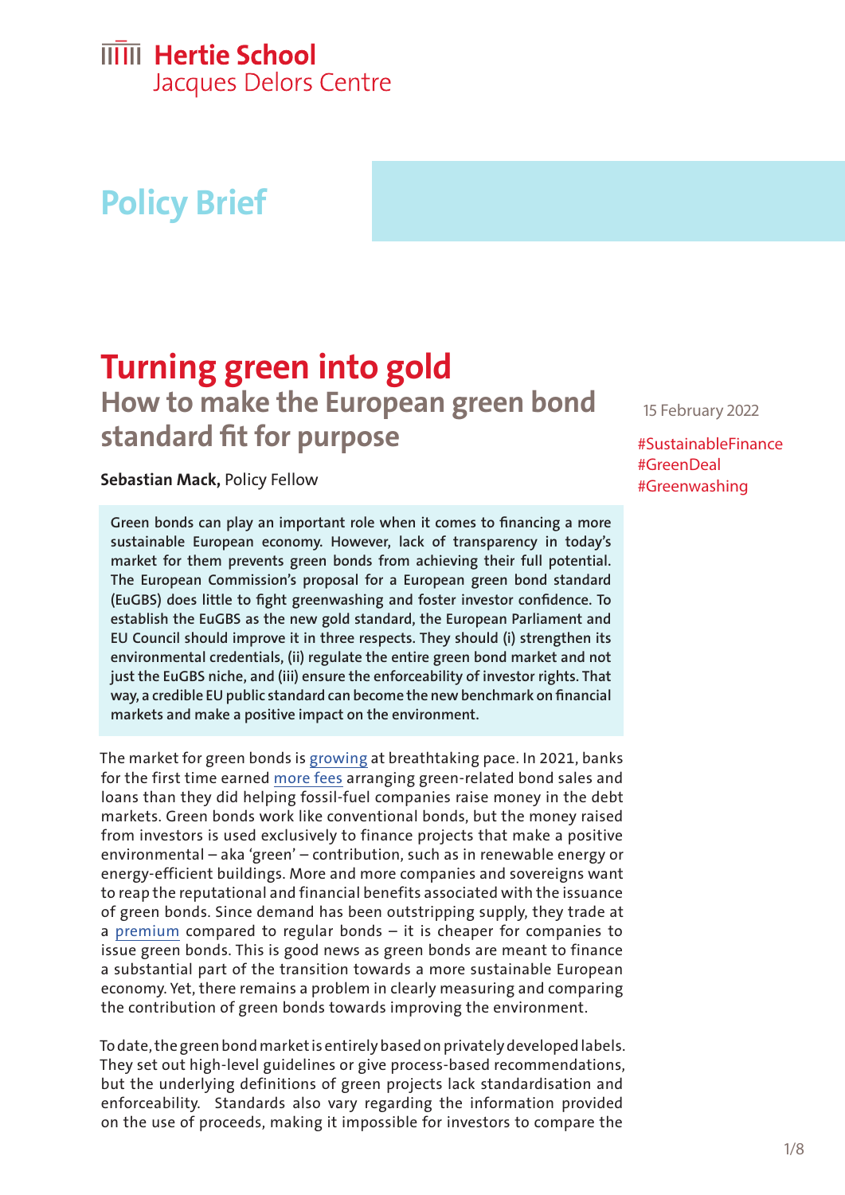Hertie School
Jacques Delors Centre

Policy Brief

# Turning green into gold

## How to make the European green bond standard fit for purpose

15 February 2022

#SustainableFinance
#GreenDeal
#Greenwashing

**Sebastian Mack,** Policy Fellow

**Green bonds can play an important role when it comes to financing a more sustainable European economy. However, lack of transparency in today's market for them prevents green bonds from achieving their full potential. The European Commission's proposal for a European green bond standard (EuGBS) does little to fight greenwashing and foster investor confidence. To establish the EuGBS as the new gold standard, the European Parliament and EU Council should improve it in three respects. They should (i) strengthen its environmental credentials, (ii) regulate the entire green bond market and not just the EuGBS niche, and (iii) ensure the enforceability of investor rights. That way, a credible EU public standard can become the new benchmark on financial markets and make a positive impact on the environment.**

The market for green bonds is growing at breathtaking pace. In 2021, banks for the first time earned more fees arranging green-related bond sales and loans than they did helping fossil-fuel companies raise money in the debt markets. Green bonds work like conventional bonds, but the money raised from investors is used exclusively to finance projects that make a positive environmental – aka 'green' – contribution, such as in renewable energy or energy-efficient buildings. More and more companies and sovereigns want to reap the reputational and financial benefits associated with the issuance of green bonds. Since demand has been outstripping supply, they trade at a premium compared to regular bonds – it is cheaper for companies to issue green bonds. This is good news as green bonds are meant to finance a substantial part of the transition towards a more sustainable European economy. Yet, there remains a problem in clearly measuring and comparing the contribution of green bonds towards improving the environment.

To date, the green bond market is entirely based on privately developed labels. They set out high-level guidelines or give process-based recommendations, but the underlying definitions of green projects lack standardisation and enforceability. Standards also vary regarding the information provided on the use of proceeds, making it impossible for investors to compare the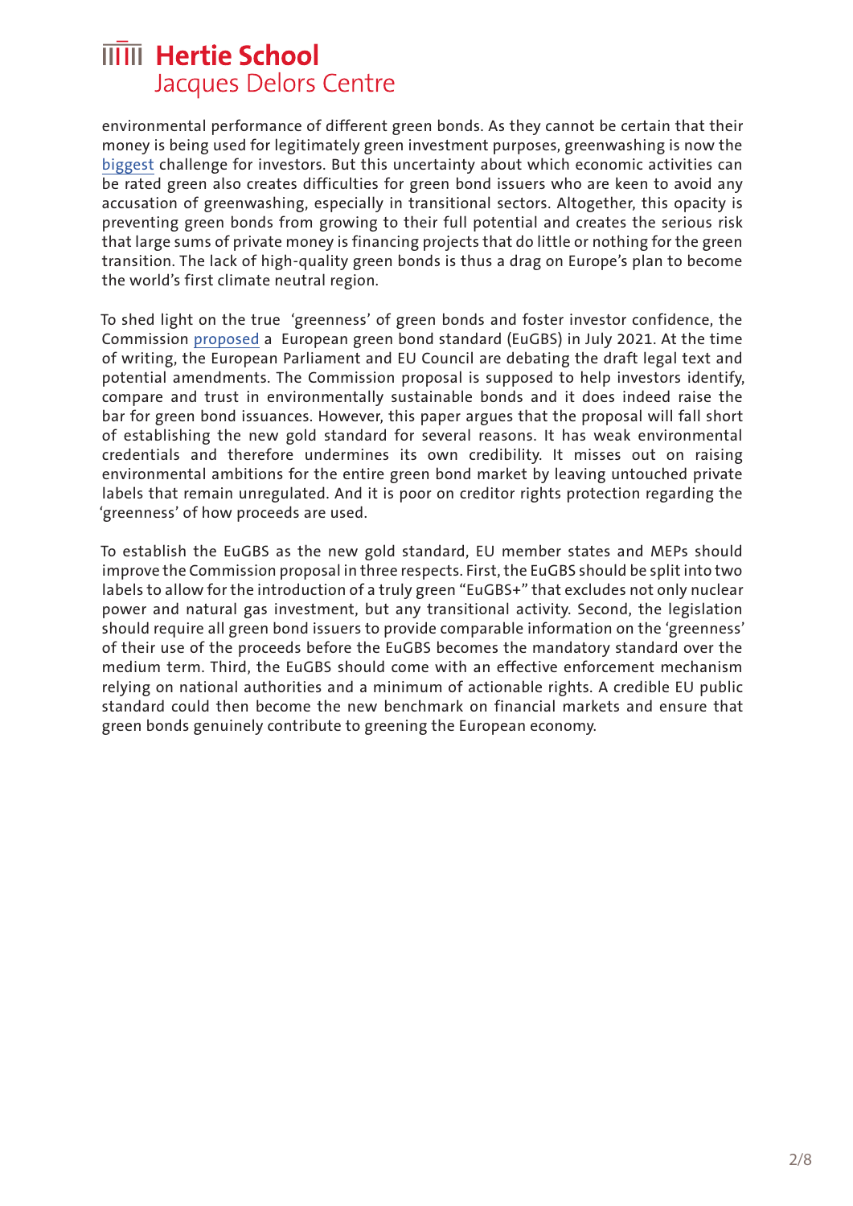environmental performance of different green bonds. As they cannot be certain that their money is being used for legitimately green investment purposes, greenwashing is now the biggest challenge for investors. But this uncertainty about which economic activities can be rated green also creates difficulties for green bond issuers who are keen to avoid any accusation of greenwashing, especially in transitional sectors. Altogether, this opacity is preventing green bonds from growing to their full potential and creates the serious risk that large sums of private money is financing projects that do little or nothing for the green transition. The lack of high-quality green bonds is thus a drag on Europe's plan to become the world's first climate neutral region.

To shed light on the true 'greenness' of green bonds and foster investor confidence, the Commission proposed a European green bond standard (EuGBS) in July 2021. At the time of writing, the European Parliament and EU Council are debating the draft legal text and potential amendments. The Commission proposal is supposed to help investors identify, compare and trust in environmentally sustainable bonds and it does indeed raise the bar for green bond issuances. However, this paper argues that the proposal will fall short of establishing the new gold standard for several reasons. It has weak environmental credentials and therefore undermines its own credibility. It misses out on raising environmental ambitions for the entire green bond market by leaving untouched private labels that remain unregulated. And it is poor on creditor rights protection regarding the 'greenness' of how proceeds are used.

To establish the EuGBS as the new gold standard, EU member states and MEPs should improve the Commission proposal in three respects. First, the EuGBS should be split into two labels to allow for the introduction of a truly green "EuGBS+" that excludes not only nuclear power and natural gas investment, but any transitional activity. Second, the legislation should require all green bond issuers to provide comparable information on the 'greenness' of their use of the proceeds before the EuGBS becomes the mandatory standard over the medium term. Third, the EuGBS should come with an effective enforcement mechanism relying on national authorities and a minimum of actionable rights. A credible EU public standard could then become the new benchmark on financial markets and ensure that green bonds genuinely contribute to greening the European economy.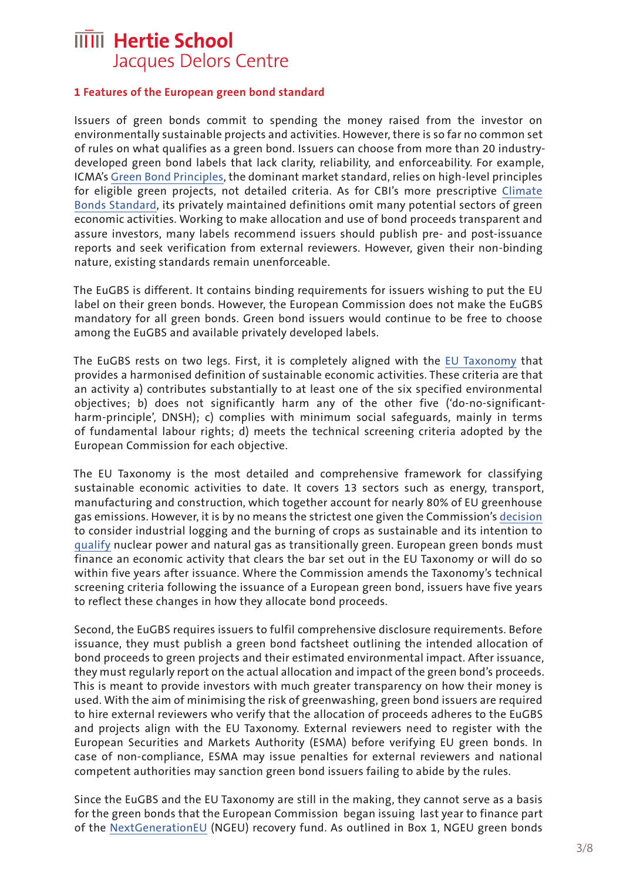## 1 Features of the European green bond standard

Issuers of green bonds commit to spending the money raised from the investor on environmentally sustainable projects and activities. However, there is so far no common set of rules on what qualifies as a green bond. Issuers can choose from more than 20 industry-developed green bond labels that lack clarity, reliability, and enforceability. For example, ICMA's Green Bond Principles, the dominant market standard, relies on high-level principles for eligible green projects, not detailed criteria. As for CBI's more prescriptive Climate Bonds Standard, its privately maintained definitions omit many potential sectors of green economic activities. Working to make allocation and use of bond proceeds transparent and assure investors, many labels recommend issuers should publish pre- and post-issuance reports and seek verification from external reviewers. However, given their non-binding nature, existing standards remain unenforceable.

The EuGBS is different. It contains binding requirements for issuers wishing to put the EU label on their green bonds. However, the European Commission does not make the EuGBS mandatory for all green bonds. Green bond issuers would continue to be free to choose among the EuGBS and available privately developed labels.

The EuGBS rests on two legs. First, it is completely aligned with the EU Taxonomy that provides a harmonised definition of sustainable economic activities. These criteria are that an activity a) contributes substantially to at least one of the six specified environmental objectives; b) does not significantly harm any of the other five ('do-no-significant-harm-principle', DNSH); c) complies with minimum social safeguards, mainly in terms of fundamental labour rights; d) meets the technical screening criteria adopted by the European Commission for each objective.

The EU Taxonomy is the most detailed and comprehensive framework for classifying sustainable economic activities to date. It covers 13 sectors such as energy, transport, manufacturing and construction, which together account for nearly 80% of EU greenhouse gas emissions. However, it is by no means the strictest one given the Commission's decision to consider industrial logging and the burning of crops as sustainable and its intention to qualify nuclear power and natural gas as transitionally green. European green bonds must finance an economic activity that clears the bar set out in the EU Taxonomy or will do so within five years after issuance. Where the Commission amends the Taxonomy's technical screening criteria following the issuance of a European green bond, issuers have five years to reflect these changes in how they allocate bond proceeds.

Second, the EuGBS requires issuers to fulfil comprehensive disclosure requirements. Before issuance, they must publish a green bond factsheet outlining the intended allocation of bond proceeds to green projects and their estimated environmental impact. After issuance, they must regularly report on the actual allocation and impact of the green bond's proceeds. This is meant to provide investors with much greater transparency on how their money is used. With the aim of minimising the risk of greenwashing, green bond issuers are required to hire external reviewers who verify that the allocation of proceeds adheres to the EuGBS and projects align with the EU Taxonomy. External reviewers need to register with the European Securities and Markets Authority (ESMA) before verifying EU green bonds. In case of non-compliance, ESMA may issue penalties for external reviewers and national competent authorities may sanction green bond issuers failing to abide by the rules.

Since the EuGBS and the EU Taxonomy are still in the making, they cannot serve as a basis for the green bonds that the European Commission began issuing last year to finance part of the NextGenerationEU (NGEU) recovery fund. As outlined in Box 1, NGEU green bonds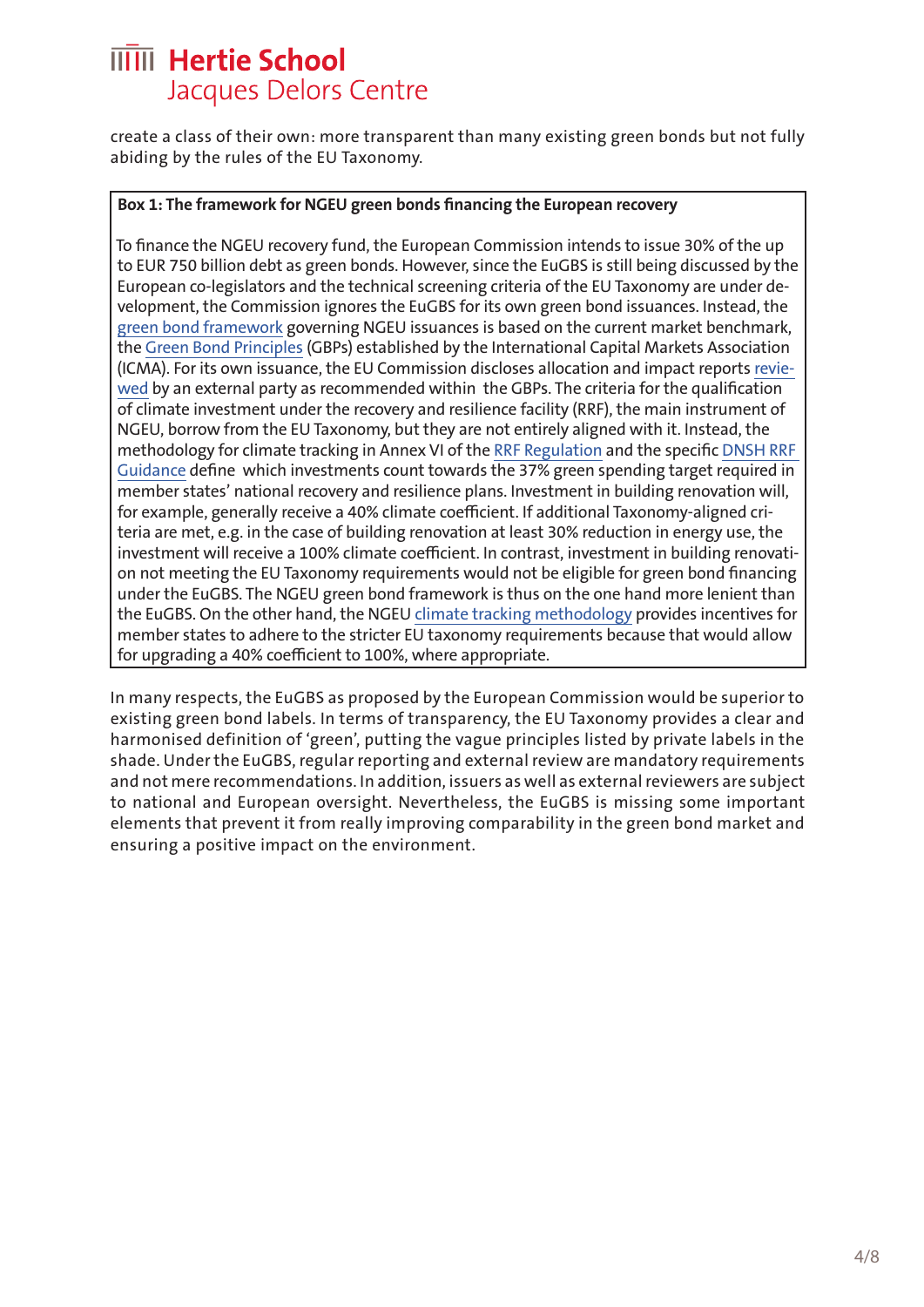create a class of their own: more transparent than many existing green bonds but not fully abiding by the rules of the EU Taxonomy.

> **Box 1: The framework for NGEU green bonds financing the European recovery**
>
> To finance the NGEU recovery fund, the European Commission intends to issue 30% of the up to EUR 750 billion debt as green bonds. However, since the EuGBS is still being discussed by the European co-legislators and the technical screening criteria of the EU Taxonomy are under development, the Commission ignores the EuGBS for its own green bond issuances. Instead, the green bond framework governing NGEU issuances is based on the current market benchmark, the Green Bond Principles (GBPs) established by the International Capital Markets Association (ICMA). For its own issuance, the EU Commission discloses allocation and impact reports reviewed by an external party as recommended within the GBPs. The criteria for the qualification of climate investment under the recovery and resilience facility (RRF), the main instrument of NGEU, borrow from the EU Taxonomy, but they are not entirely aligned with it. Instead, the methodology for climate tracking in Annex VI of the RRF Regulation and the specific DNSH RRF Guidance define which investments count towards the 37% green spending target required in member states' national recovery and resilience plans. Investment in building renovation will, for example, generally receive a 40% climate coefficient. If additional Taxonomy-aligned criteria are met, e.g. in the case of building renovation at least 30% reduction in energy use, the investment will receive a 100% climate coefficient. In contrast, investment in building renovation not meeting the EU Taxonomy requirements would not be eligible for green bond financing under the EuGBS. The NGEU green bond framework is thus on the one hand more lenient than the EuGBS. On the other hand, the NGEU climate tracking methodology provides incentives for member states to adhere to the stricter EU taxonomy requirements because that would allow for upgrading a 40% coefficient to 100%, where appropriate.

In many respects, the EuGBS as proposed by the European Commission would be superior to existing green bond labels. In terms of transparency, the EU Taxonomy provides a clear and harmonised definition of 'green', putting the vague principles listed by private labels in the shade. Under the EuGBS, regular reporting and external review are mandatory requirements and not mere recommendations. In addition, issuers as well as external reviewers are subject to national and European oversight. Nevertheless, the EuGBS is missing some important elements that prevent it from really improving comparability in the green bond market and ensuring a positive impact on the environment.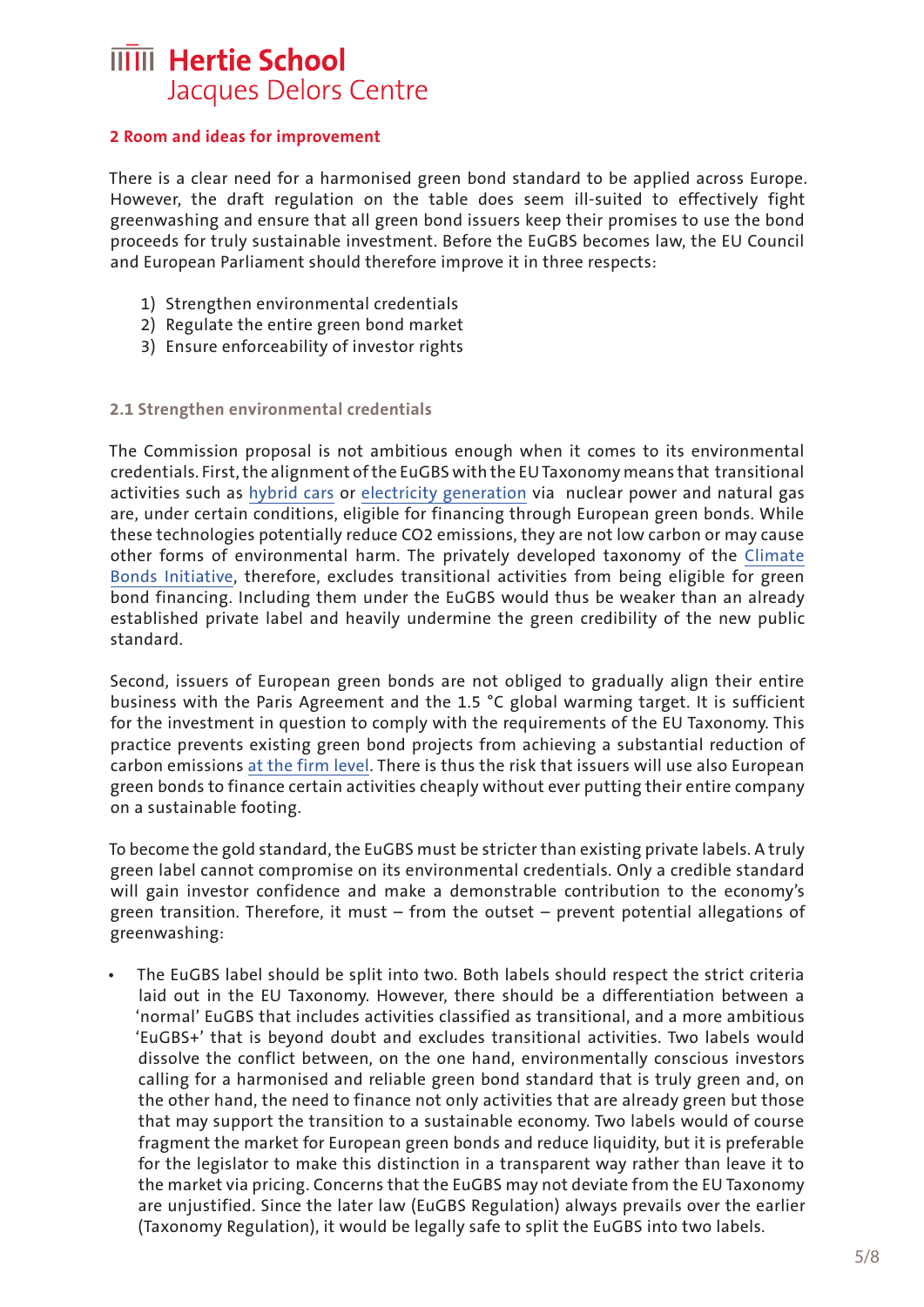## 2 Room and ideas for improvement

There is a clear need for a harmonised green bond standard to be applied across Europe. However, the draft regulation on the table does seem ill-suited to effectively fight greenwashing and ensure that all green bond issuers keep their promises to use the bond proceeds for truly sustainable investment. Before the EuGBS becomes law, the EU Council and European Parliament should therefore improve it in three respects:

1) Strengthen environmental credentials
2) Regulate the entire green bond market
3) Ensure enforceability of investor rights

### 2.1 Strengthen environmental credentials

The Commission proposal is not ambitious enough when it comes to its environmental credentials. First, the alignment of the EuGBS with the EU Taxonomy means that transitional activities such as hybrid cars or electricity generation via nuclear power and natural gas are, under certain conditions, eligible for financing through European green bonds. While these technologies potentially reduce CO2 emissions, they are not low carbon or may cause other forms of environmental harm. The privately developed taxonomy of the Climate Bonds Initiative, therefore, excludes transitional activities from being eligible for green bond financing. Including them under the EuGBS would thus be weaker than an already established private label and heavily undermine the green credibility of the new public standard.

Second, issuers of European green bonds are not obliged to gradually align their entire business with the Paris Agreement and the 1.5 °C global warming target. It is sufficient for the investment in question to comply with the requirements of the EU Taxonomy. This practice prevents existing green bond projects from achieving a substantial reduction of carbon emissions at the firm level. There is thus the risk that issuers will use also European green bonds to finance certain activities cheaply without ever putting their entire company on a sustainable footing.

To become the gold standard, the EuGBS must be stricter than existing private labels. A truly green label cannot compromise on its environmental credentials. Only a credible standard will gain investor confidence and make a demonstrable contribution to the economy's green transition. Therefore, it must – from the outset – prevent potential allegations of greenwashing:

- The EuGBS label should be split into two. Both labels should respect the strict criteria laid out in the EU Taxonomy. However, there should be a differentiation between a 'normal' EuGBS that includes activities classified as transitional, and a more ambitious 'EuGBS+' that is beyond doubt and excludes transitional activities. Two labels would dissolve the conflict between, on the one hand, environmentally conscious investors calling for a harmonised and reliable green bond standard that is truly green and, on the other hand, the need to finance not only activities that are already green but those that may support the transition to a sustainable economy. Two labels would of course fragment the market for European green bonds and reduce liquidity, but it is preferable for the legislator to make this distinction in a transparent way rather than leave it to the market via pricing. Concerns that the EuGBS may not deviate from the EU Taxonomy are unjustified. Since the later law (EuGBS Regulation) always prevails over the earlier (Taxonomy Regulation), it would be legally safe to split the EuGBS into two labels.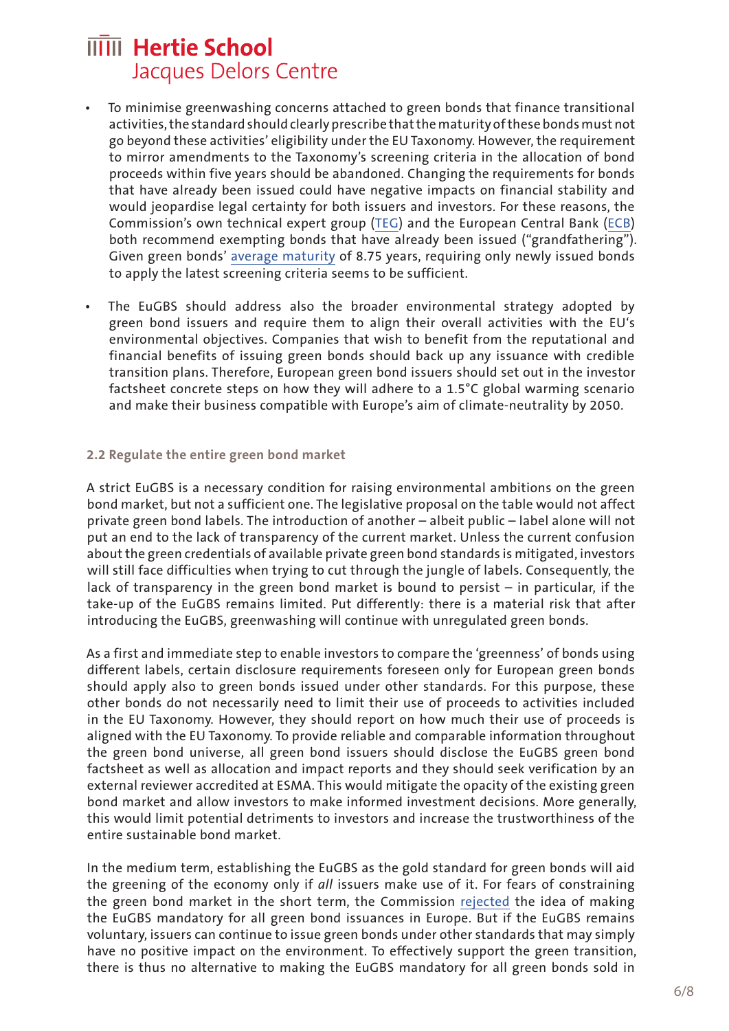- To minimise greenwashing concerns attached to green bonds that finance transitional activities, the standard should clearly prescribe that the maturity of these bonds must not go beyond these activities' eligibility under the EU Taxonomy. However, the requirement to mirror amendments to the Taxonomy's screening criteria in the allocation of bond proceeds within five years should be abandoned. Changing the requirements for bonds that have already been issued could have negative impacts on financial stability and would jeopardise legal certainty for both issuers and investors. For these reasons, the Commission's own technical expert group (TEG) and the European Central Bank (ECB) both recommend exempting bonds that have already been issued ("grandfathering"). Given green bonds' average maturity of 8.75 years, requiring only newly issued bonds to apply the latest screening criteria seems to be sufficient.

- The EuGBS should address also the broader environmental strategy adopted by green bond issuers and require them to align their overall activities with the EU's environmental objectives. Companies that wish to benefit from the reputational and financial benefits of issuing green bonds should back up any issuance with credible transition plans. Therefore, European green bond issuers should set out in the investor factsheet concrete steps on how they will adhere to a 1.5°C global warming scenario and make their business compatible with Europe's aim of climate-neutrality by 2050.

### 2.2 Regulate the entire green bond market

A strict EuGBS is a necessary condition for raising environmental ambitions on the green bond market, but not a sufficient one. The legislative proposal on the table would not affect private green bond labels. The introduction of another – albeit public – label alone will not put an end to the lack of transparency of the current market. Unless the current confusion about the green credentials of available private green bond standards is mitigated, investors will still face difficulties when trying to cut through the jungle of labels. Consequently, the lack of transparency in the green bond market is bound to persist – in particular, if the take-up of the EuGBS remains limited. Put differently: there is a material risk that after introducing the EuGBS, greenwashing will continue with unregulated green bonds.

As a first and immediate step to enable investors to compare the 'greenness' of bonds using different labels, certain disclosure requirements foreseen only for European green bonds should apply also to green bonds issued under other standards. For this purpose, these other bonds do not necessarily need to limit their use of proceeds to activities included in the EU Taxonomy. However, they should report on how much their use of proceeds is aligned with the EU Taxonomy. To provide reliable and comparable information throughout the green bond universe, all green bond issuers should disclose the EuGBS green bond factsheet as well as allocation and impact reports and they should seek verification by an external reviewer accredited at ESMA. This would mitigate the opacity of the existing green bond market and allow investors to make informed investment decisions. More generally, this would limit potential detriments to investors and increase the trustworthiness of the entire sustainable bond market.

In the medium term, establishing the EuGBS as the gold standard for green bonds will aid the greening of the economy only if *all* issuers make use of it. For fears of constraining the green bond market in the short term, the Commission rejected the idea of making the EuGBS mandatory for all green bond issuances in Europe. But if the EuGBS remains voluntary, issuers can continue to issue green bonds under other standards that may simply have no positive impact on the environment. To effectively support the green transition, there is thus no alternative to making the EuGBS mandatory for all green bonds sold in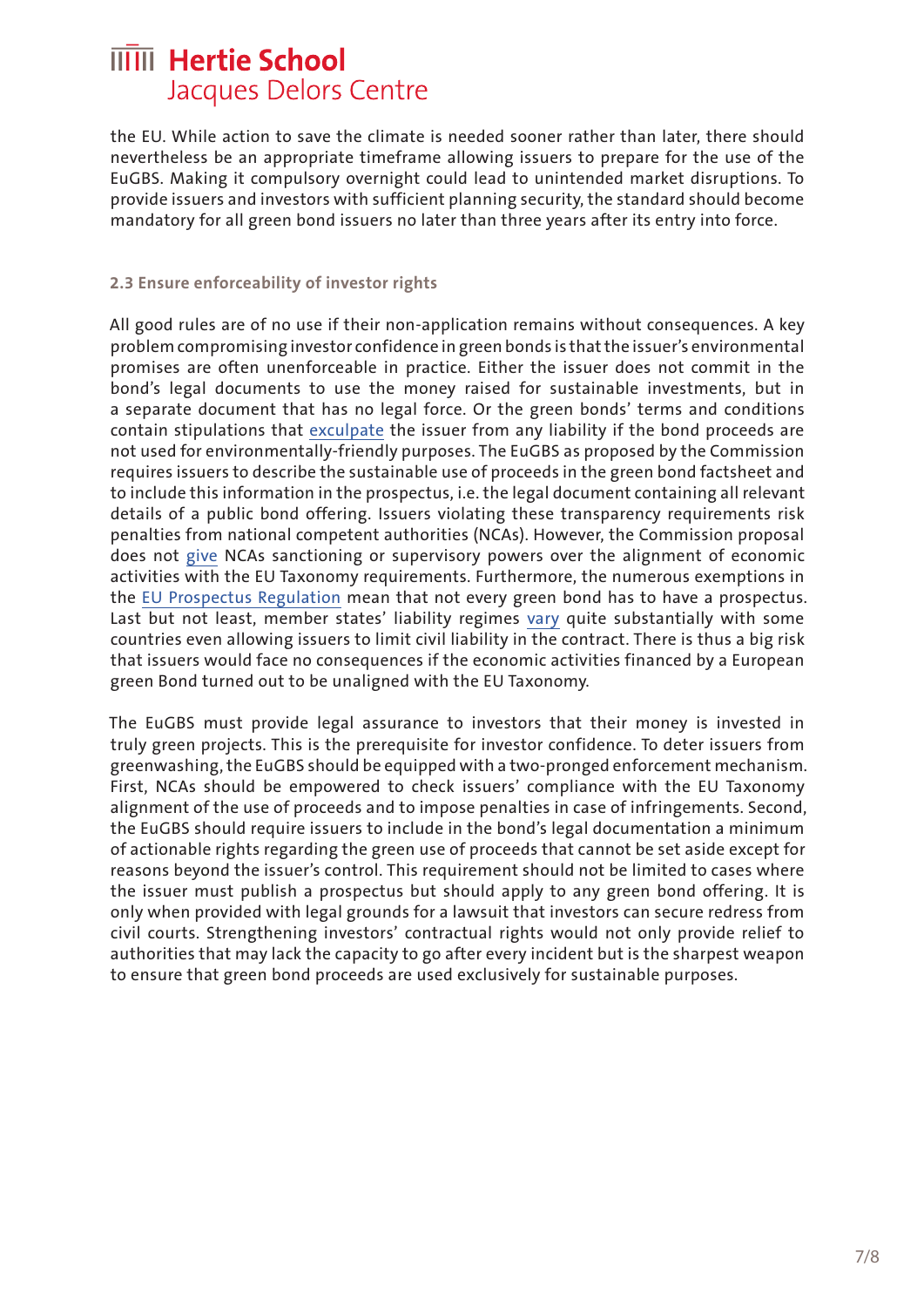the EU. While action to save the climate is needed sooner rather than later, there should nevertheless be an appropriate timeframe allowing issuers to prepare for the use of the EuGBS. Making it compulsory overnight could lead to unintended market disruptions. To provide issuers and investors with sufficient planning security, the standard should become mandatory for all green bond issuers no later than three years after its entry into force.

### 2.3 Ensure enforceability of investor rights

All good rules are of no use if their non-application remains without consequences. A key problem compromising investor confidence in green bonds is that the issuer's environmental promises are often unenforceable in practice. Either the issuer does not commit in the bond's legal documents to use the money raised for sustainable investments, but in a separate document that has no legal force. Or the green bonds' terms and conditions contain stipulations that exculpate the issuer from any liability if the bond proceeds are not used for environmentally-friendly purposes. The EuGBS as proposed by the Commission requires issuers to describe the sustainable use of proceeds in the green bond factsheet and to include this information in the prospectus, i.e. the legal document containing all relevant details of a public bond offering. Issuers violating these transparency requirements risk penalties from national competent authorities (NCAs). However, the Commission proposal does not give NCAs sanctioning or supervisory powers over the alignment of economic activities with the EU Taxonomy requirements. Furthermore, the numerous exemptions in the EU Prospectus Regulation mean that not every green bond has to have a prospectus. Last but not least, member states' liability regimes vary quite substantially with some countries even allowing issuers to limit civil liability in the contract. There is thus a big risk that issuers would face no consequences if the economic activities financed by a European green Bond turned out to be unaligned with the EU Taxonomy.

The EuGBS must provide legal assurance to investors that their money is invested in truly green projects. This is the prerequisite for investor confidence. To deter issuers from greenwashing, the EuGBS should be equipped with a two-pronged enforcement mechanism. First, NCAs should be empowered to check issuers' compliance with the EU Taxonomy alignment of the use of proceeds and to impose penalties in case of infringements. Second, the EuGBS should require issuers to include in the bond's legal documentation a minimum of actionable rights regarding the green use of proceeds that cannot be set aside except for reasons beyond the issuer's control. This requirement should not be limited to cases where the issuer must publish a prospectus but should apply to any green bond offering. It is only when provided with legal grounds for a lawsuit that investors can secure redress from civil courts. Strengthening investors' contractual rights would not only provide relief to authorities that may lack the capacity to go after every incident but is the sharpest weapon to ensure that green bond proceeds are used exclusively for sustainable purposes.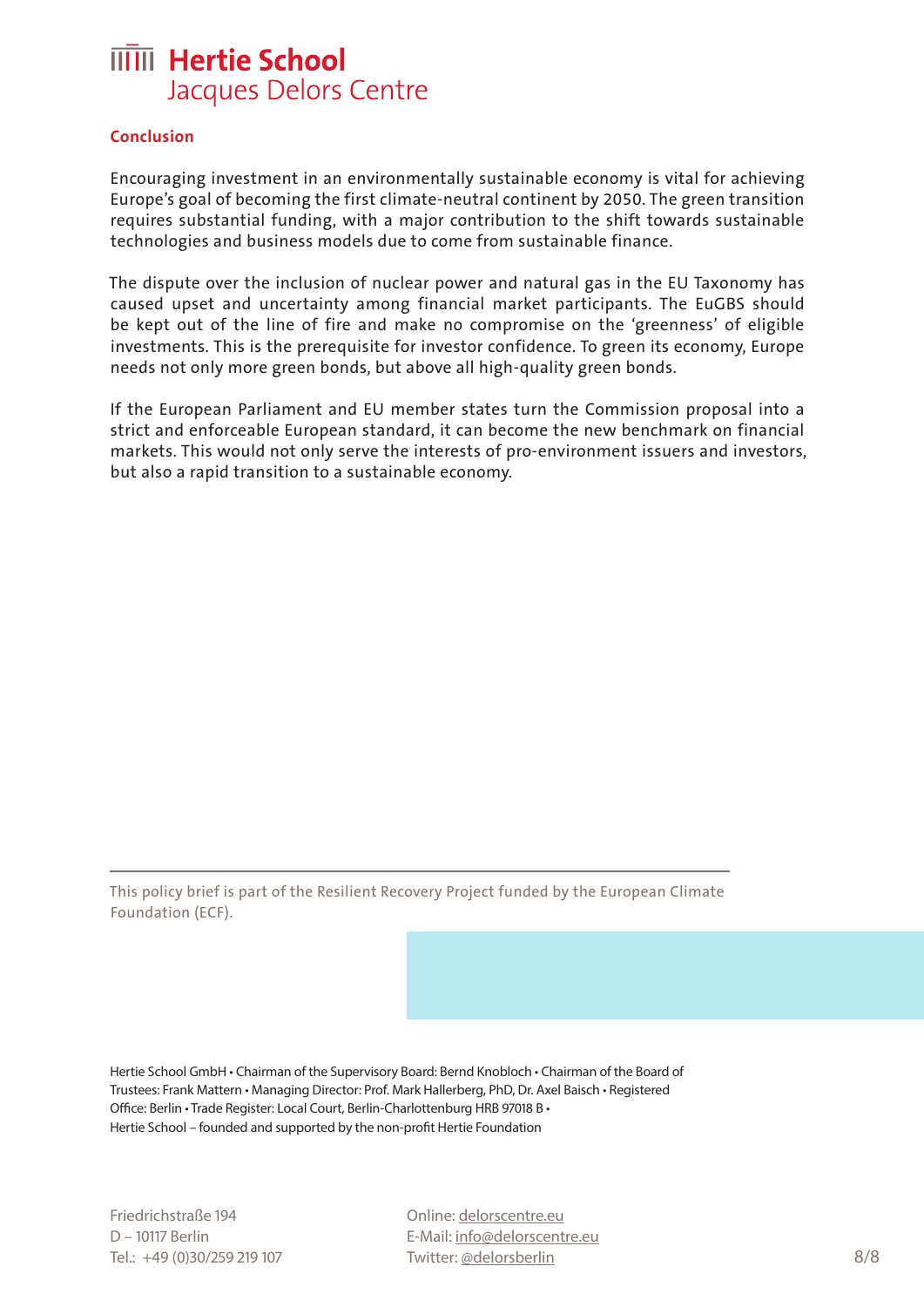## Conclusion

Encouraging investment in an environmentally sustainable economy is vital for achieving Europe's goal of becoming the first climate-neutral continent by 2050. The green transition requires substantial funding, with a major contribution to the shift towards sustainable technologies and business models due to come from sustainable finance.

The dispute over the inclusion of nuclear power and natural gas in the EU Taxonomy has caused upset and uncertainty among financial market participants. The EuGBS should be kept out of the line of fire and make no compromise on the 'greenness' of eligible investments. This is the prerequisite for investor confidence. To green its economy, Europe needs not only more green bonds, but above all high-quality green bonds.

If the European Parliament and EU member states turn the Commission proposal into a strict and enforceable European standard, it can become the new benchmark on financial markets. This would not only serve the interests of pro-environment issuers and investors, but also a rapid transition to a sustainable economy.

---

This policy brief is part of the Resilient Recovery Project funded by the European Climate Foundation (ECF).

Hertie School GmbH • Chairman of the Supervisory Board: Bernd Knobloch • Chairman of the Board of Trustees: Frank Mattern • Managing Director: Prof. Mark Hallerberg, PhD, Dr. Axel Baisch • Registered Office: Berlin • Trade Register: Local Court, Berlin-Charlottenburg HRB 97018 B •
Hertie School – founded and supported by the non-profit Hertie Foundation

Friedrichstraße 194
D – 10117 Berlin
Tel.: +49 (0)30/259 219 107

Online: delorscentre.eu
E-Mail: info@delorscentre.eu
Twitter: @delorsberlin